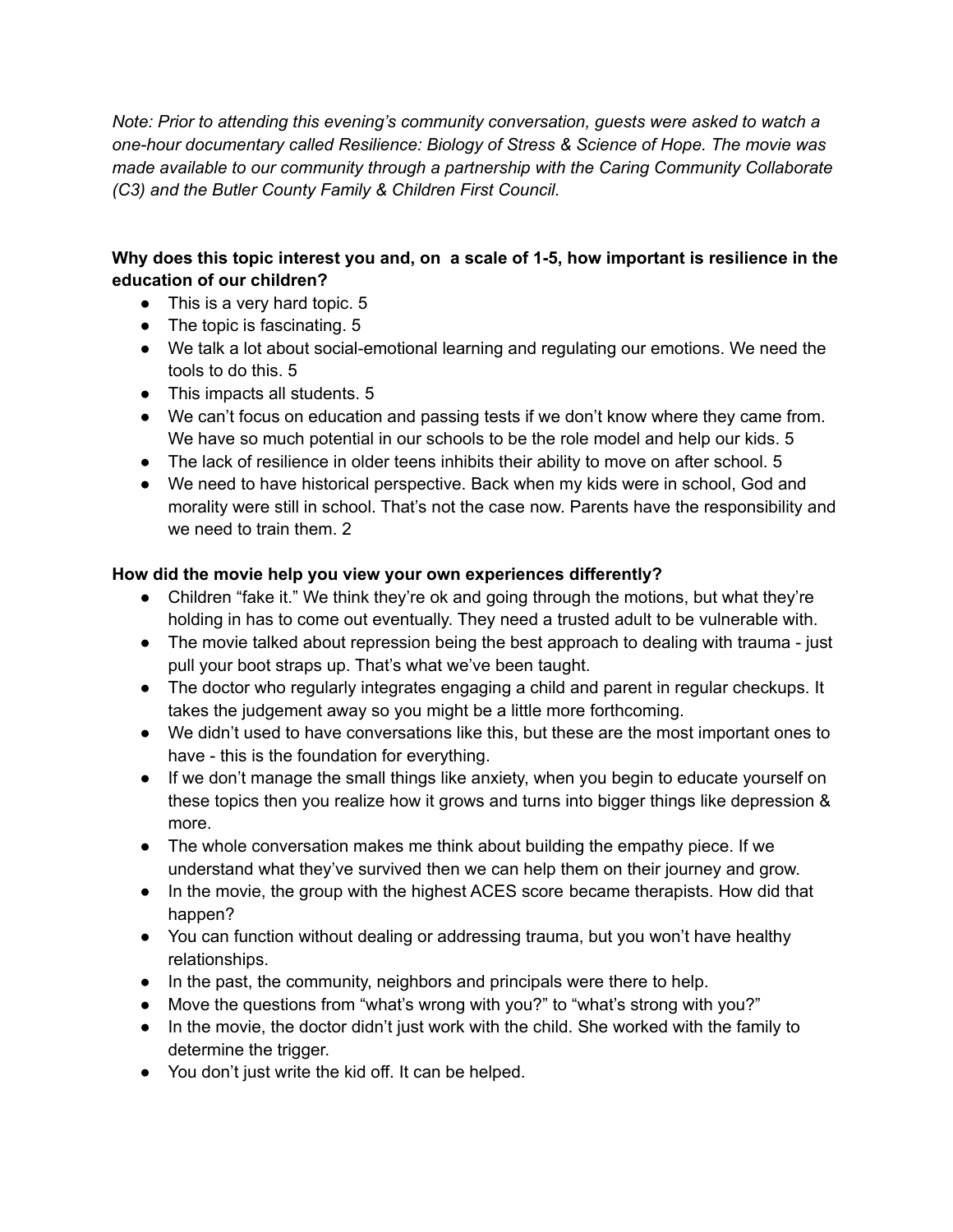*Note: Prior to attending this evening's community conversation, guests were asked to watch a one-hour documentary called Resilience: Biology of Stress & Science of Hope. The movie was made available to our community through a partnership with the Caring Community Collaborate (C3) and the Butler County Family & Children First Council.*

**Why does this topic interest you and, on a scale of 1-5, how important is resilience in the education of our children?**

- This is a very hard topic. 5
- The topic is fascinating. 5
- We talk a lot about social-emotional learning and regulating our emotions. We need the tools to do this. 5
- This impacts all students. 5
- We can't focus on education and passing tests if we don't know where they came from. We have so much potential in our schools to be the role model and help our kids. 5
- The lack of resilience in older teens inhibits their ability to move on after school. 5
- We need to have historical perspective. Back when my kids were in school, God and morality were still in school. That's not the case now. Parents have the responsibility and we need to train them. 2

**How did the movie help you view your own experiences differently?**

- Children "fake it." We think they're ok and going through the motions, but what they're holding in has to come out eventually. They need a trusted adult to be vulnerable with.
- The movie talked about repression being the best approach to dealing with trauma - just pull your boot straps up. That's what we've been taught.
- The doctor who regularly integrates engaging a child and parent in regular checkups. It takes the judgement away so you might be a little more forthcoming.
- We didn't used to have conversations like this, but these are the most important ones to have - this is the foundation for everything.
- If we don't manage the small things like anxiety, when you begin to educate yourself on these topics then you realize how it grows and turns into bigger things like depression & more.
- The whole conversation makes me think about building the empathy piece. If we understand what they've survived then we can help them on their journey and grow.
- In the movie, the group with the highest ACES score became therapists. How did that happen?
- You can function without dealing or addressing trauma, but you won't have healthy relationships.
- In the past, the community, neighbors and principals were there to help.
- Move the questions from "what's wrong with you?" to "what's strong with you?"
- In the movie, the doctor didn't just work with the child. She worked with the family to determine the trigger.
- You don't just write the kid off. It can be helped.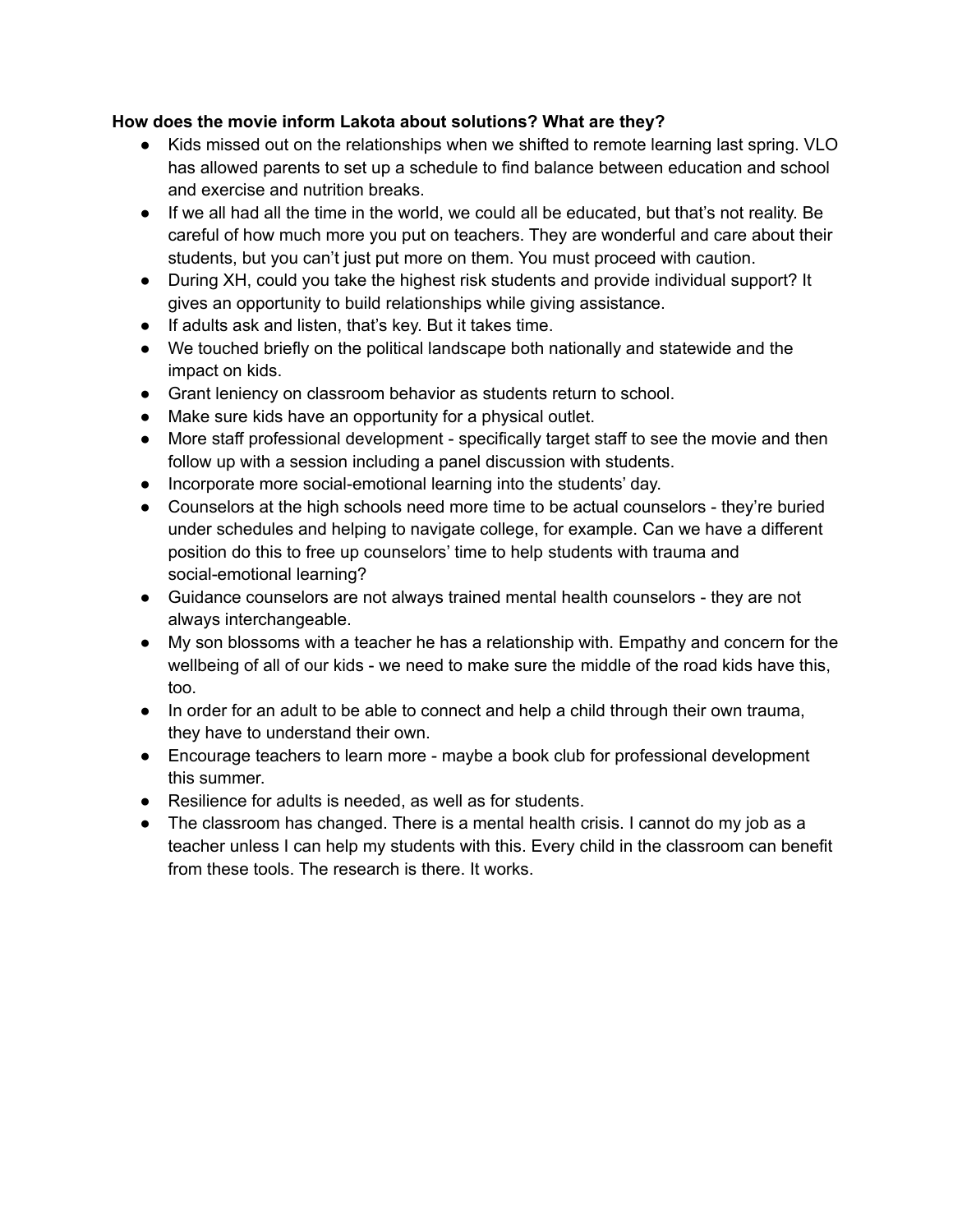**How does the movie inform Lakota about solutions? What are they?**

- Kids missed out on the relationships when we shifted to remote learning last spring. VLO has allowed parents to set up a schedule to find balance between education and school and exercise and nutrition breaks.
- If we all had all the time in the world, we could all be educated, but that's not reality. Be careful of how much more you put on teachers. They are wonderful and care about their students, but you can't just put more on them. You must proceed with caution.
- During XH, could you take the highest risk students and provide individual support? It gives an opportunity to build relationships while giving assistance.
- If adults ask and listen, that's key. But it takes time.
- We touched briefly on the political landscape both nationally and statewide and the impact on kids.
- Grant leniency on classroom behavior as students return to school.
- Make sure kids have an opportunity for a physical outlet.
- More staff professional development - specifically target staff to see the movie and then follow up with a session including a panel discussion with students.
- Incorporate more social-emotional learning into the students' day.
- Counselors at the high schools need more time to be actual counselors - they're buried under schedules and helping to navigate college, for example. Can we have a different position do this to free up counselors' time to help students with trauma and social-emotional learning?
- Guidance counselors are not always trained mental health counselors - they are not always interchangeable.
- My son blossoms with a teacher he has a relationship with. Empathy and concern for the wellbeing of all of our kids - we need to make sure the middle of the road kids have this, too.
- In order for an adult to be able to connect and help a child through their own trauma, they have to understand their own.
- Encourage teachers to learn more - maybe a book club for professional development this summer.
- Resilience for adults is needed, as well as for students.
- The classroom has changed. There is a mental health crisis. I cannot do my job as a teacher unless I can help my students with this. Every child in the classroom can benefit from these tools. The research is there. It works.